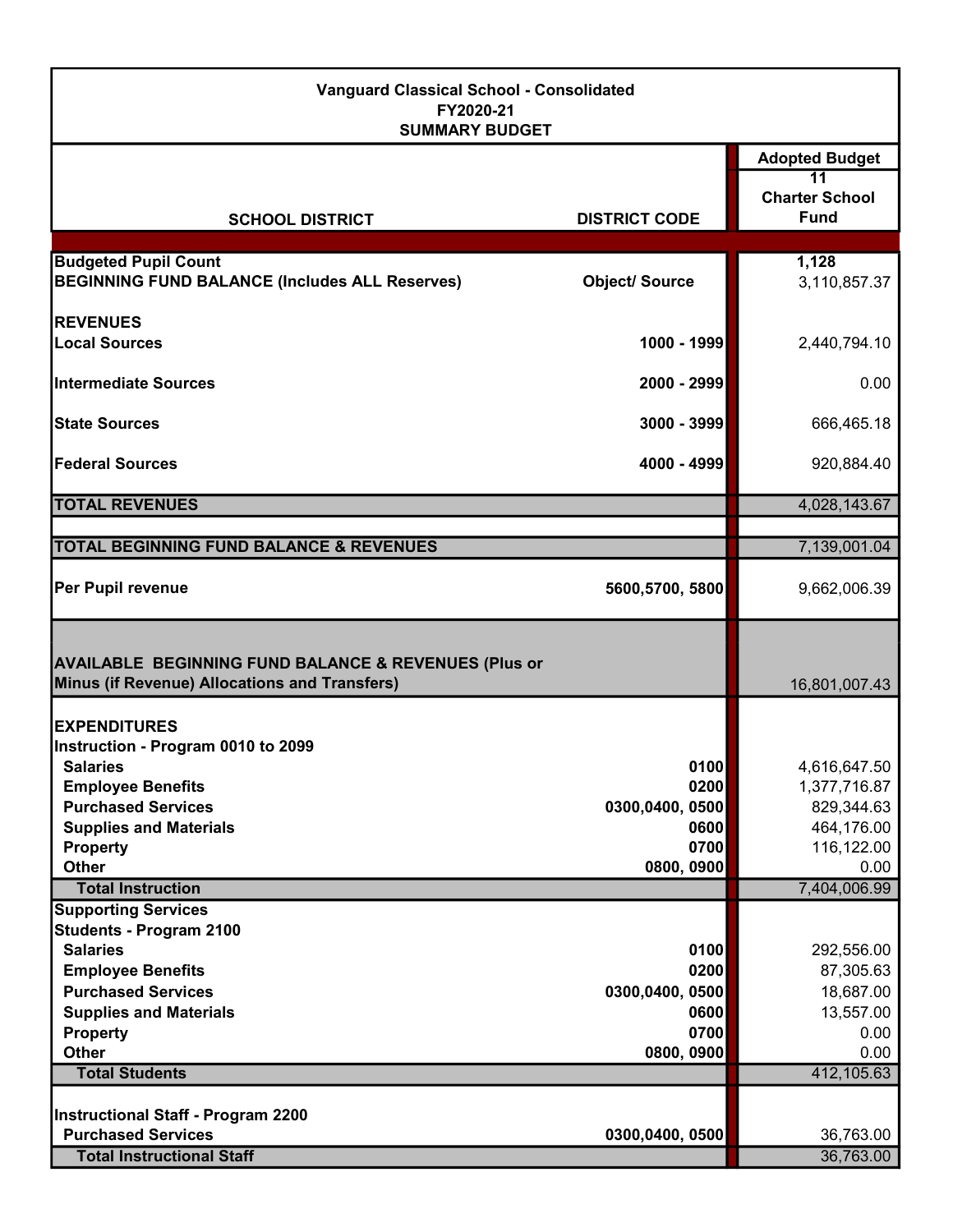**Vanguard Classical School - Consolidated**
**FY2020-21**
**SUMMARY BUDGET**

| SCHOOL DISTRICT | DISTRICT CODE | Adopted Budget 11 Charter School Fund |
|---|---|---|
| **Budgeted Pupil Count** | | **1,128** |
| **BEGINNING FUND BALANCE (Includes ALL Reserves)** | **Object/ Source** | 3,110,857.37 |
| **REVENUES** | | |
| **Local Sources** | **1000 - 1999** | 2,440,794.10 |
| **Intermediate Sources** | **2000 - 2999** | 0.00 |
| **State Sources** | **3000 - 3999** | 666,465.18 |
| **Federal Sources** | **4000 - 4999** | 920,884.40 |
| **TOTAL REVENUES** | | 4,028,143.67 |
| **TOTAL BEGINNING FUND BALANCE & REVENUES** | | 7,139,001.04 |
| **Per Pupil revenue** | **5600,5700, 5800** | 9,662,006.39 |
| **AVAILABLE BEGINNING FUND BALANCE & REVENUES (Plus or Minus (if Revenue) Allocations and Transfers)** | | 16,801,007.43 |
| **EXPENDITURES** | | |
| **Instruction - Program 0010 to 2099** | | |
| **Salaries** | **0100** | 4,616,647.50 |
| **Employee Benefits** | **0200** | 1,377,716.87 |
| **Purchased Services** | **0300,0400, 0500** | 829,344.63 |
| **Supplies and Materials** | **0600** | 464,176.00 |
| **Property** | **0700** | 116,122.00 |
| **Other** | **0800, 0900** | 0.00 |
| **Total Instruction** | | 7,404,006.99 |
| **Supporting Services** | | |
| **Students - Program 2100** | | |
| **Salaries** | **0100** | 292,556.00 |
| **Employee Benefits** | **0200** | 87,305.63 |
| **Purchased Services** | **0300,0400, 0500** | 18,687.00 |
| **Supplies and Materials** | **0600** | 13,557.00 |
| **Property** | **0700** | 0.00 |
| **Other** | **0800, 0900** | 0.00 |
| **Total Students** | | 412,105.63 |
| **Instructional Staff - Program 2200** | | |
| **Purchased Services** | **0300,0400, 0500** | 36,763.00 |
| **Total Instructional Staff** | | 36,763.00 |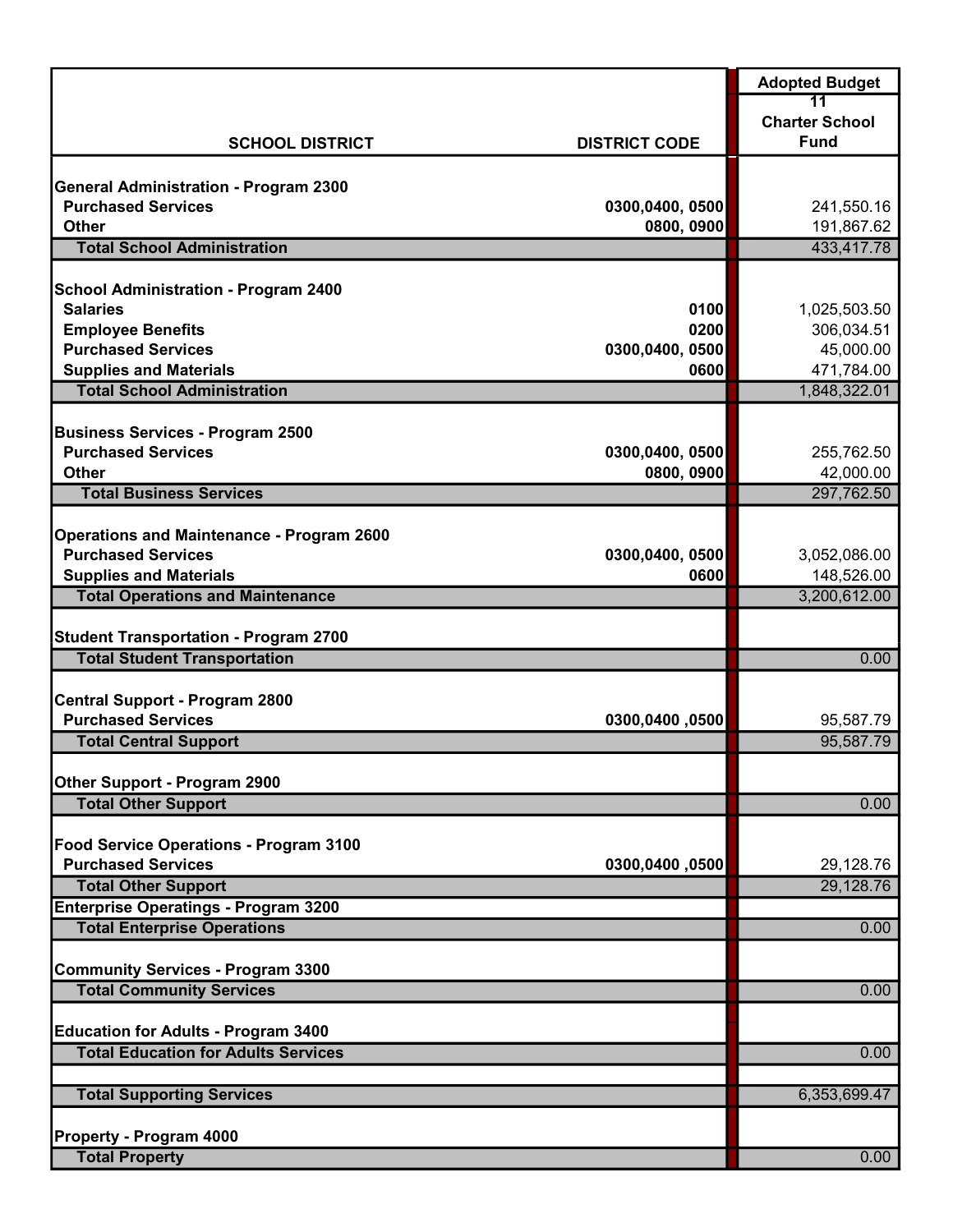| SCHOOL DISTRICT | DISTRICT CODE | Adopted Budget<br>11<br>Charter School Fund |
|---|---|---|
| **General Administration - Program 2300** | | |
| Purchased Services | 0300,0400, 0500 | 241,550.16 |
| Other | 0800, 0900 | 191,867.62 |
| **Total School Administration** | | 433,417.78 |
| **School Administration - Program 2400** | | |
| Salaries | 0100 | 1,025,503.50 |
| Employee Benefits | 0200 | 306,034.51 |
| Purchased Services | 0300,0400, 0500 | 45,000.00 |
| Supplies and Materials | 0600 | 471,784.00 |
| **Total School Administration** | | 1,848,322.01 |
| **Business Services - Program 2500** | | |
| Purchased Services | 0300,0400, 0500 | 255,762.50 |
| Other | 0800, 0900 | 42,000.00 |
| **Total Business Services** | | 297,762.50 |
| **Operations and Maintenance - Program 2600** | | |
| Purchased Services | 0300,0400, 0500 | 3,052,086.00 |
| Supplies and Materials | 0600 | 148,526.00 |
| **Total Operations and Maintenance** | | 3,200,612.00 |
| **Student Transportation - Program 2700** | | |
| **Total Student Transportation** | | 0.00 |
| **Central Support - Program 2800** | | |
| Purchased Services | 0300,0400 ,0500 | 95,587.79 |
| **Total Central Support** | | 95,587.79 |
| **Other Support - Program 2900** | | |
| **Total Other Support** | | 0.00 |
| **Food Service Operations - Program 3100** | | |
| Purchased Services | 0300,0400 ,0500 | 29,128.76 |
| **Total Other Support** | | 29,128.76 |
| **Enterprise Operatings - Program 3200** | | |
| **Total Enterprise Operations** | | 0.00 |
| **Community Services - Program 3300** | | |
| **Total Community Services** | | 0.00 |
| **Education for Adults - Program 3400** | | |
| **Total Education for Adults Services** | | 0.00 |
| | | |
| **Total Supporting Services** | | 6,353,699.47 |
| **Property - Program 4000** | | |
| **Total Property** | | 0.00 |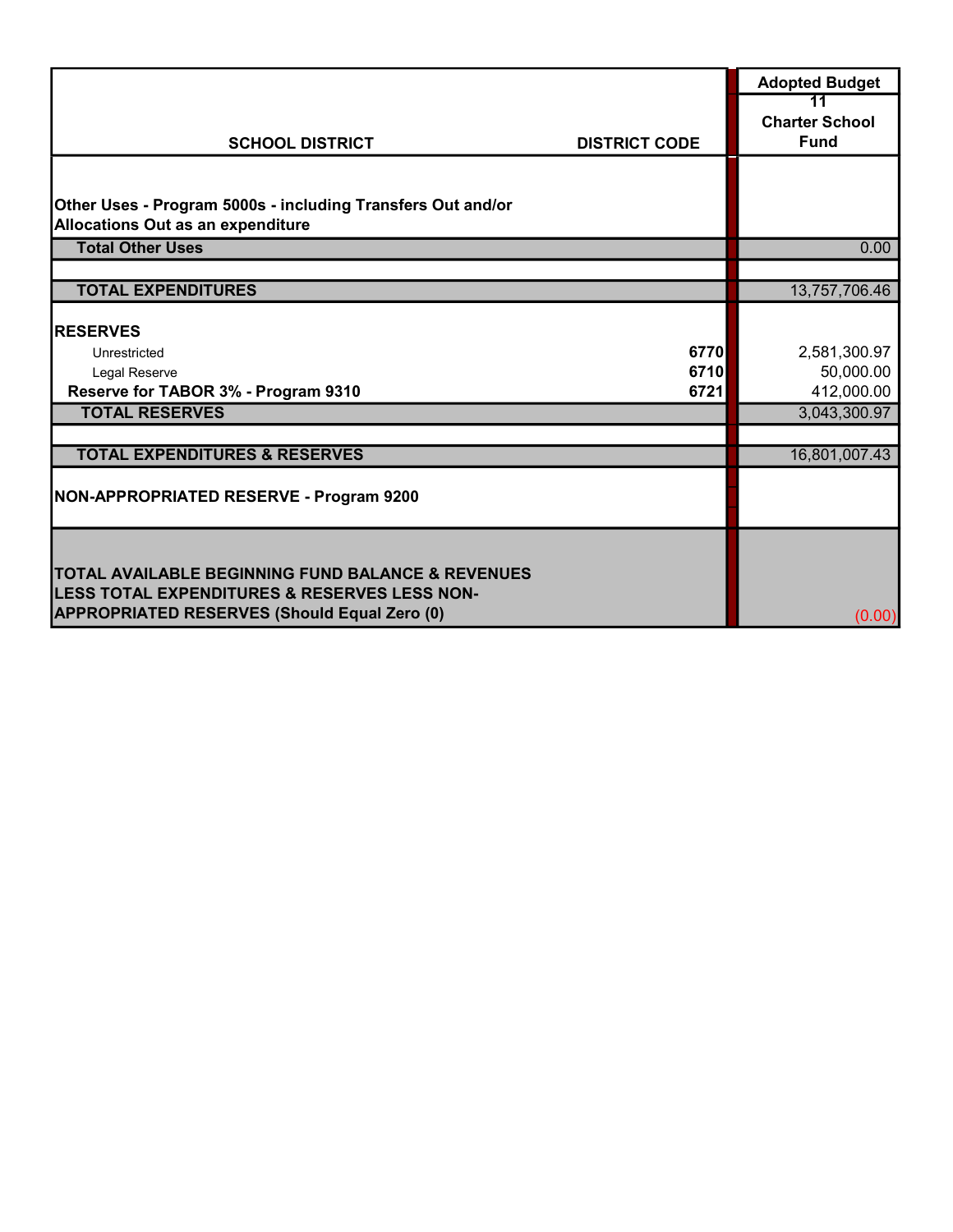| SCHOOL DISTRICT | DISTRICT CODE | Adopted Budget<br>11<br>Charter School Fund |
|---|---|---|
| Other Uses - Program 5000s - including Transfers Out and/or Allocations Out as an expenditure | | |
| Total Other Uses | | 0.00 |
| | | |
| TOTAL EXPENDITURES | | 13,757,706.46 |
| **RESERVES** | | |
| Unrestricted | 6770 | 2,581,300.97 |
| Legal Reserve | 6710 | 50,000.00 |
| Reserve for TABOR 3% - Program 9310 | 6721 | 412,000.00 |
| TOTAL RESERVES | | 3,043,300.97 |
| | | |
| TOTAL EXPENDITURES & RESERVES | | 16,801,007.43 |
| NON-APPROPRIATED RESERVE - Program 9200 | | |
| TOTAL AVAILABLE BEGINNING FUND BALANCE & REVENUES LESS TOTAL EXPENDITURES & RESERVES LESS NON-APPROPRIATED RESERVES (Should Equal Zero (0) | | (0.00) |